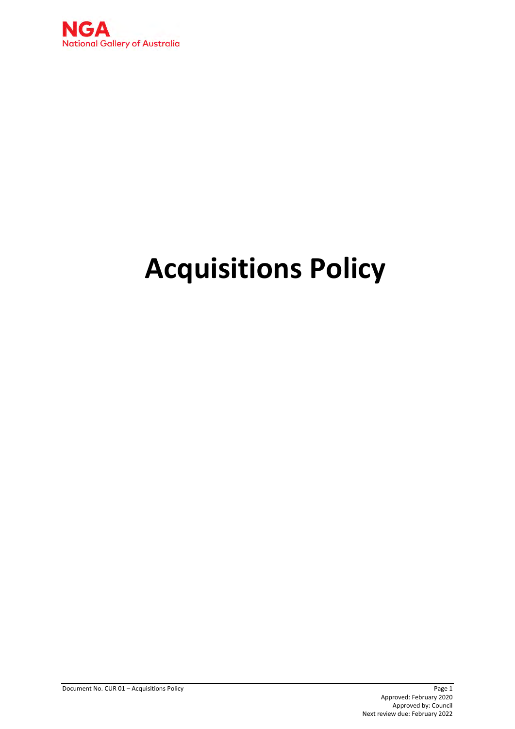NGA
National Gallery of Australia

# Acquisitions Policy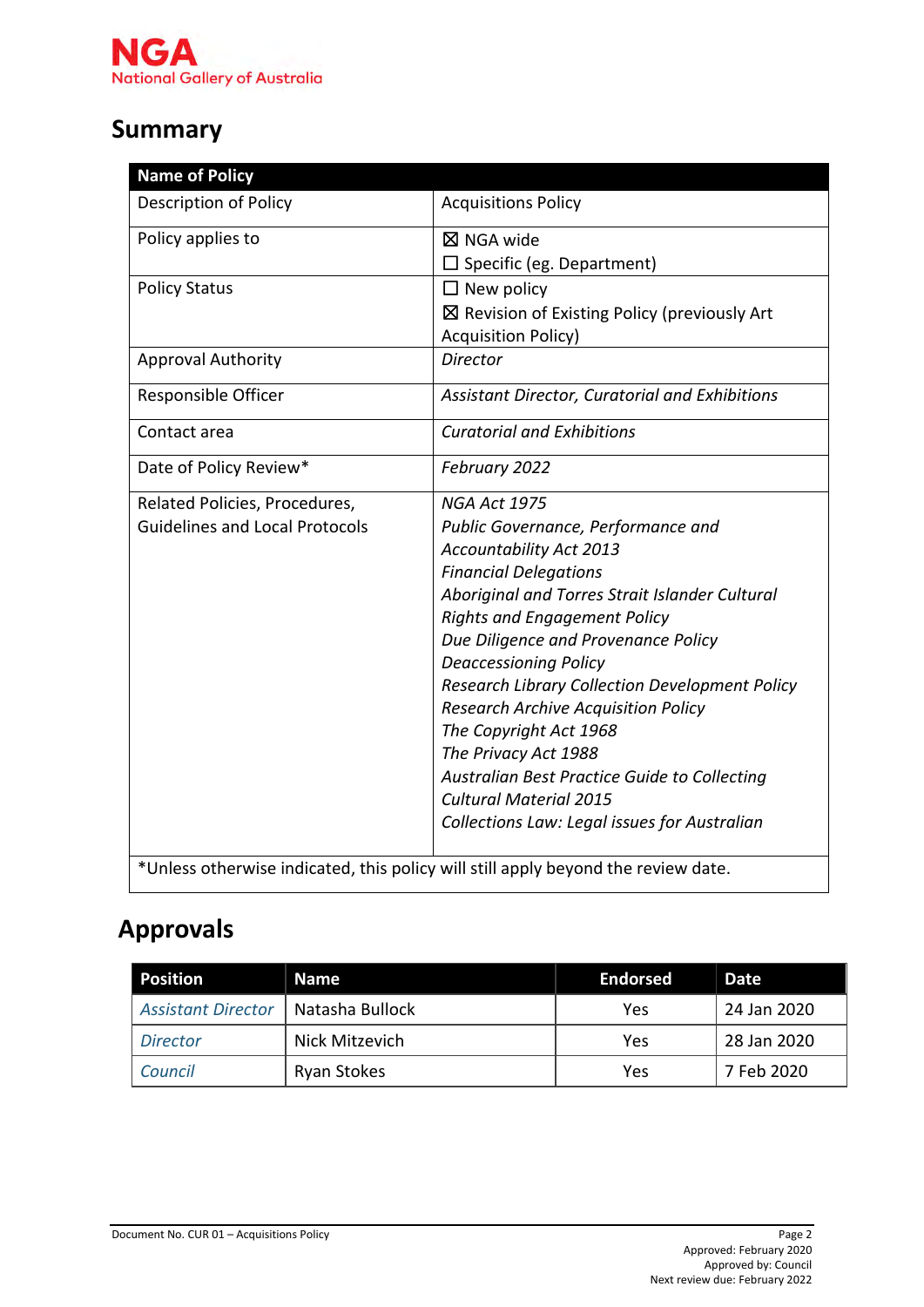# Summary

| Name of Policy | |
|---|---|
| Description of Policy | Acquisitions Policy |
| Policy applies to | ☒ NGA wide<br>☐ Specific (eg. Department) |
| Policy Status | ☐ New policy<br>☒ Revision of Existing Policy (previously Art Acquisition Policy) |
| Approval Authority | *Director* |
| Responsible Officer | *Assistant Director, Curatorial and Exhibitions* |
| Contact area | *Curatorial and Exhibitions* |
| Date of Policy Review* | *February 2022* |
| Related Policies, Procedures, Guidelines and Local Protocols | *NGA Act 1975*<br>*Public Governance, Performance and Accountability Act 2013*<br>*Financial Delegations*<br>*Aboriginal and Torres Strait Islander Cultural Rights and Engagement Policy*<br>*Due Diligence and Provenance Policy*<br>*Deaccessioning Policy*<br>*Research Library Collection Development Policy*<br>*Research Archive Acquisition Policy*<br>*The Copyright Act 1968*<br>*The Privacy Act 1988*<br>*Australian Best Practice Guide to Collecting Cultural Material 2015*<br>*Collections Law: Legal issues for Australian* |
| *Unless otherwise indicated, this policy will still apply beyond the review date. | |

# Approvals

| Position | Name | Endorsed | Date |
|---|---|---|---|
| *Assistant Director* | Natasha Bullock | Yes | 24 Jan 2020 |
| *Director* | Nick Mitzevich | Yes | 28 Jan 2020 |
| *Council* | Ryan Stokes | Yes | 7 Feb 2020 |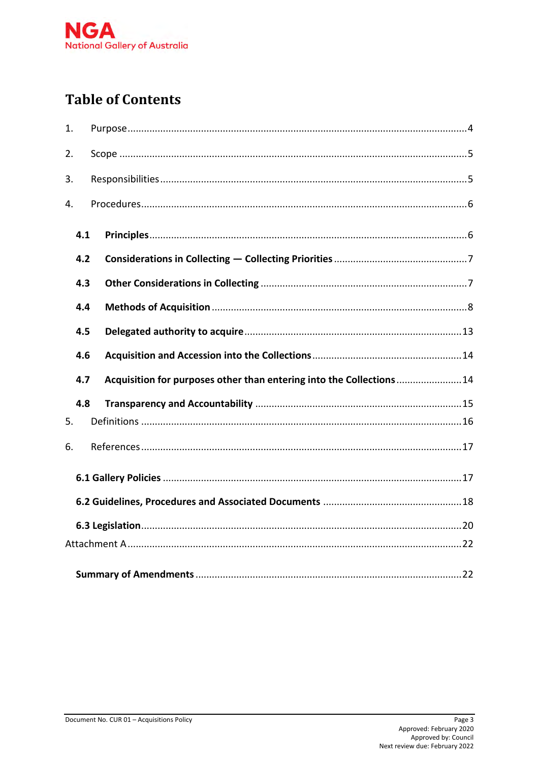# Table of Contents

1. Purpose ....................................................................................................................4
2. Scope ........................................................................................................................5
3. Responsibilities .........................................................................................................5
4. Procedures.................................................................................................................6

   **4.1 Principles** ...........................................................................................................6

   **4.2 Considerations in Collecting — Collecting Priorities** .........................................7

   **4.3 Other Considerations in Collecting** ....................................................................7

   **4.4 Methods of Acquisition** .....................................................................................8

   **4.5 Delegated authority to acquire** .........................................................................13

   **4.6 Acquisition and Accession into the Collections** ................................................14

   **4.7 Acquisition for purposes other than entering into the Collections** ...................14

   **4.8 Transparency and Accountability** .....................................................................15

5. Definitions ...............................................................................................................16
6. References ...............................................................................................................17

   **6.1 Gallery Policies** ...................................................................................................17

   **6.2 Guidelines, Procedures and Associated Documents** .........................................18

   **6.3 Legislation**...........................................................................................................20

Attachment A ...............................................................................................................22

   **Summary of Amendments** ....................................................................................22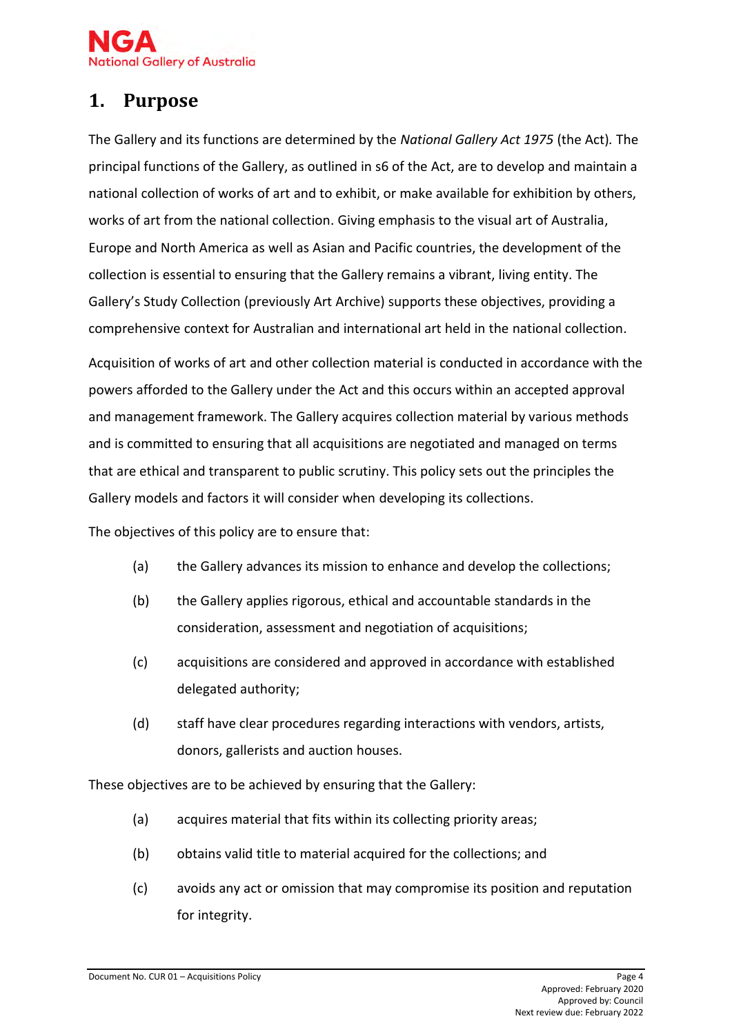# 1. Purpose

The Gallery and its functions are determined by the *National Gallery Act 1975* (the Act). The principal functions of the Gallery, as outlined in s6 of the Act, are to develop and maintain a national collection of works of art and to exhibit, or make available for exhibition by others, works of art from the national collection. Giving emphasis to the visual art of Australia, Europe and North America as well as Asian and Pacific countries, the development of the collection is essential to ensuring that the Gallery remains a vibrant, living entity. The Gallery's Study Collection (previously Art Archive) supports these objectives, providing a comprehensive context for Australian and international art held in the national collection.

Acquisition of works of art and other collection material is conducted in accordance with the powers afforded to the Gallery under the Act and this occurs within an accepted approval and management framework. The Gallery acquires collection material by various methods and is committed to ensuring that all acquisitions are negotiated and managed on terms that are ethical and transparent to public scrutiny. This policy sets out the principles the Gallery models and factors it will consider when developing its collections.

The objectives of this policy are to ensure that:

(a) the Gallery advances its mission to enhance and develop the collections;

(b) the Gallery applies rigorous, ethical and accountable standards in the consideration, assessment and negotiation of acquisitions;

(c) acquisitions are considered and approved in accordance with established delegated authority;

(d) staff have clear procedures regarding interactions with vendors, artists, donors, gallerists and auction houses.

These objectives are to be achieved by ensuring that the Gallery:

(a) acquires material that fits within its collecting priority areas;

(b) obtains valid title to material acquired for the collections; and

(c) avoids any act or omission that may compromise its position and reputation for integrity.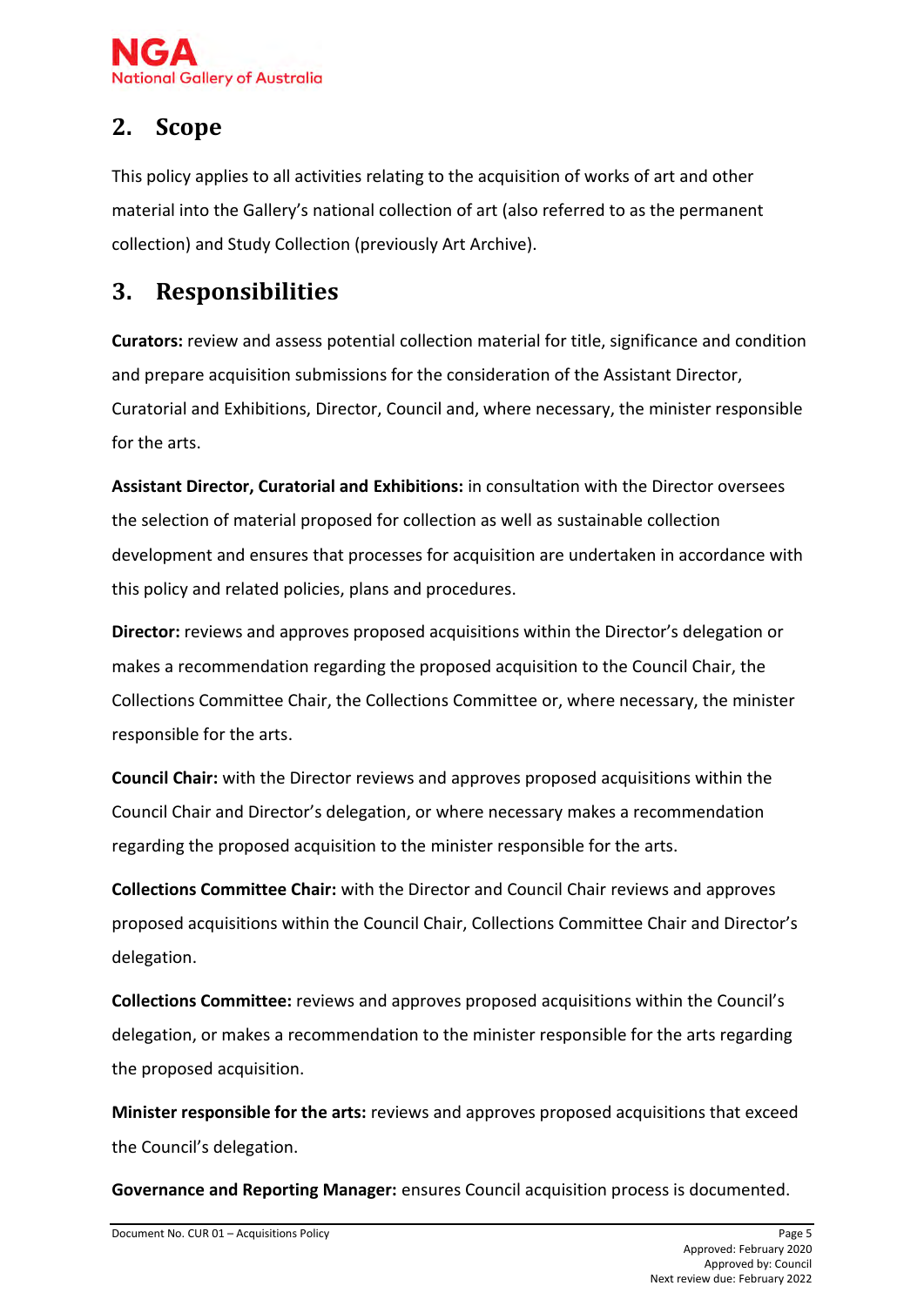## 2. Scope

This policy applies to all activities relating to the acquisition of works of art and other material into the Gallery's national collection of art (also referred to as the permanent collection) and Study Collection (previously Art Archive).

## 3. Responsibilities

**Curators:** review and assess potential collection material for title, significance and condition and prepare acquisition submissions for the consideration of the Assistant Director, Curatorial and Exhibitions, Director, Council and, where necessary, the minister responsible for the arts.

**Assistant Director, Curatorial and Exhibitions:** in consultation with the Director oversees the selection of material proposed for collection as well as sustainable collection development and ensures that processes for acquisition are undertaken in accordance with this policy and related policies, plans and procedures.

**Director:** reviews and approves proposed acquisitions within the Director's delegation or makes a recommendation regarding the proposed acquisition to the Council Chair, the Collections Committee Chair, the Collections Committee or, where necessary, the minister responsible for the arts.

**Council Chair:** with the Director reviews and approves proposed acquisitions within the Council Chair and Director's delegation, or where necessary makes a recommendation regarding the proposed acquisition to the minister responsible for the arts.

**Collections Committee Chair:** with the Director and Council Chair reviews and approves proposed acquisitions within the Council Chair, Collections Committee Chair and Director's delegation.

**Collections Committee:** reviews and approves proposed acquisitions within the Council's delegation, or makes a recommendation to the minister responsible for the arts regarding the proposed acquisition.

**Minister responsible for the arts:** reviews and approves proposed acquisitions that exceed the Council's delegation.

**Governance and Reporting Manager:** ensures Council acquisition process is documented.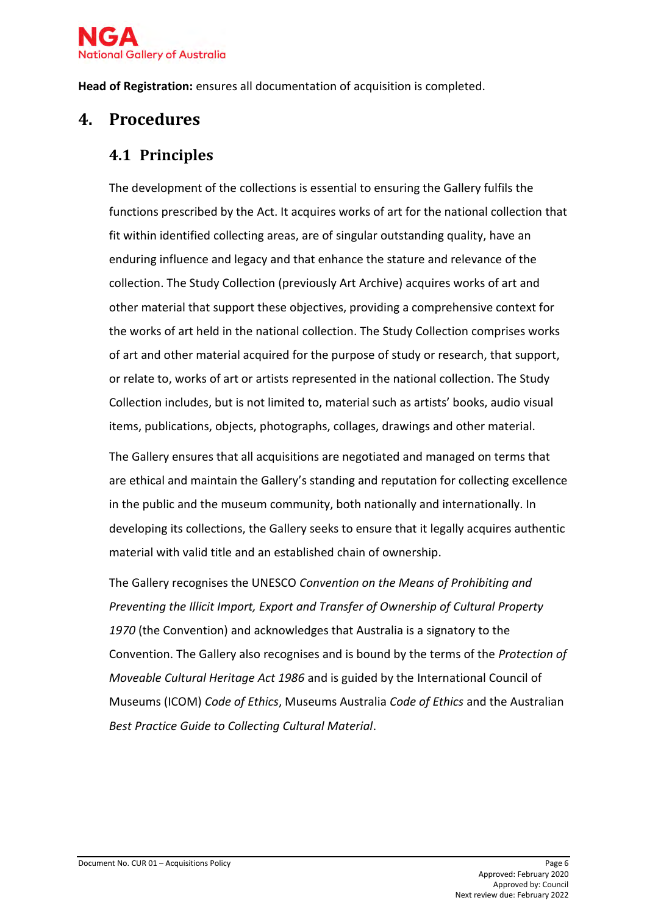**Head of Registration:** ensures all documentation of acquisition is completed.

# 4. Procedures

## 4.1 Principles

The development of the collections is essential to ensuring the Gallery fulfils the functions prescribed by the Act. It acquires works of art for the national collection that fit within identified collecting areas, are of singular outstanding quality, have an enduring influence and legacy and that enhance the stature and relevance of the collection. The Study Collection (previously Art Archive) acquires works of art and other material that support these objectives, providing a comprehensive context for the works of art held in the national collection. The Study Collection comprises works of art and other material acquired for the purpose of study or research, that support, or relate to, works of art or artists represented in the national collection. The Study Collection includes, but is not limited to, material such as artists' books, audio visual items, publications, objects, photographs, collages, drawings and other material.

The Gallery ensures that all acquisitions are negotiated and managed on terms that are ethical and maintain the Gallery's standing and reputation for collecting excellence in the public and the museum community, both nationally and internationally. In developing its collections, the Gallery seeks to ensure that it legally acquires authentic material with valid title and an established chain of ownership.

The Gallery recognises the UNESCO *Convention on the Means of Prohibiting and Preventing the Illicit Import, Export and Transfer of Ownership of Cultural Property 1970* (the Convention) and acknowledges that Australia is a signatory to the Convention. The Gallery also recognises and is bound by the terms of the *Protection of Moveable Cultural Heritage Act 1986* and is guided by the International Council of Museums (ICOM) *Code of Ethics*, Museums Australia *Code of Ethics* and the Australian *Best Practice Guide to Collecting Cultural Material*.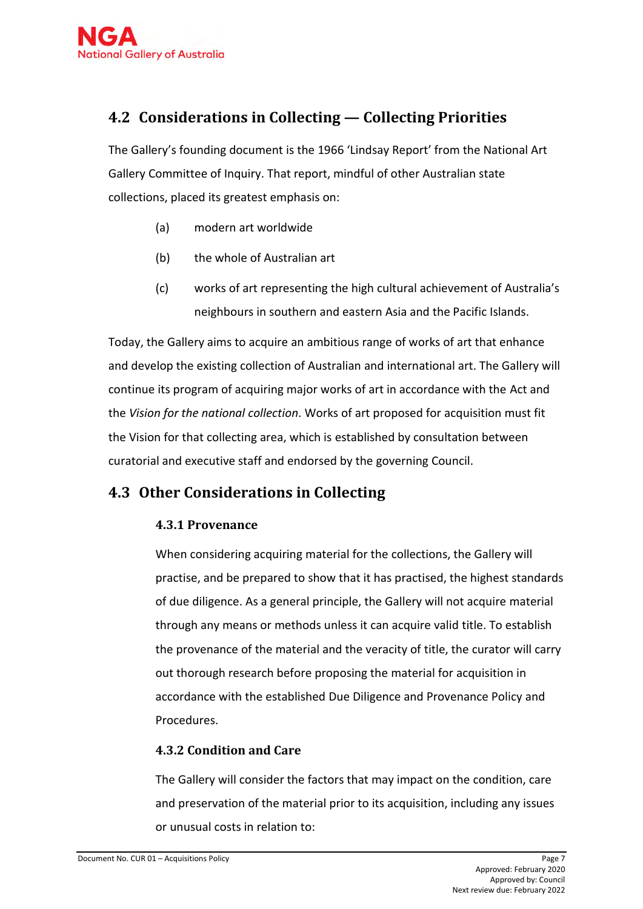## 4.2 Considerations in Collecting — Collecting Priorities

The Gallery's founding document is the 1966 'Lindsay Report' from the National Art Gallery Committee of Inquiry. That report, mindful of other Australian state collections, placed its greatest emphasis on:

(a) modern art worldwide

(b) the whole of Australian art

(c) works of art representing the high cultural achievement of Australia's neighbours in southern and eastern Asia and the Pacific Islands.

Today, the Gallery aims to acquire an ambitious range of works of art that enhance and develop the existing collection of Australian and international art. The Gallery will continue its program of acquiring major works of art in accordance with the Act and the *Vision for the national collection*. Works of art proposed for acquisition must fit the Vision for that collecting area, which is established by consultation between curatorial and executive staff and endorsed by the governing Council.

## 4.3 Other Considerations in Collecting

### 4.3.1 Provenance

When considering acquiring material for the collections, the Gallery will practise, and be prepared to show that it has practised, the highest standards of due diligence. As a general principle, the Gallery will not acquire material through any means or methods unless it can acquire valid title. To establish the provenance of the material and the veracity of title, the curator will carry out thorough research before proposing the material for acquisition in accordance with the established Due Diligence and Provenance Policy and Procedures.

### 4.3.2 Condition and Care

The Gallery will consider the factors that may impact on the condition, care and preservation of the material prior to its acquisition, including any issues or unusual costs in relation to: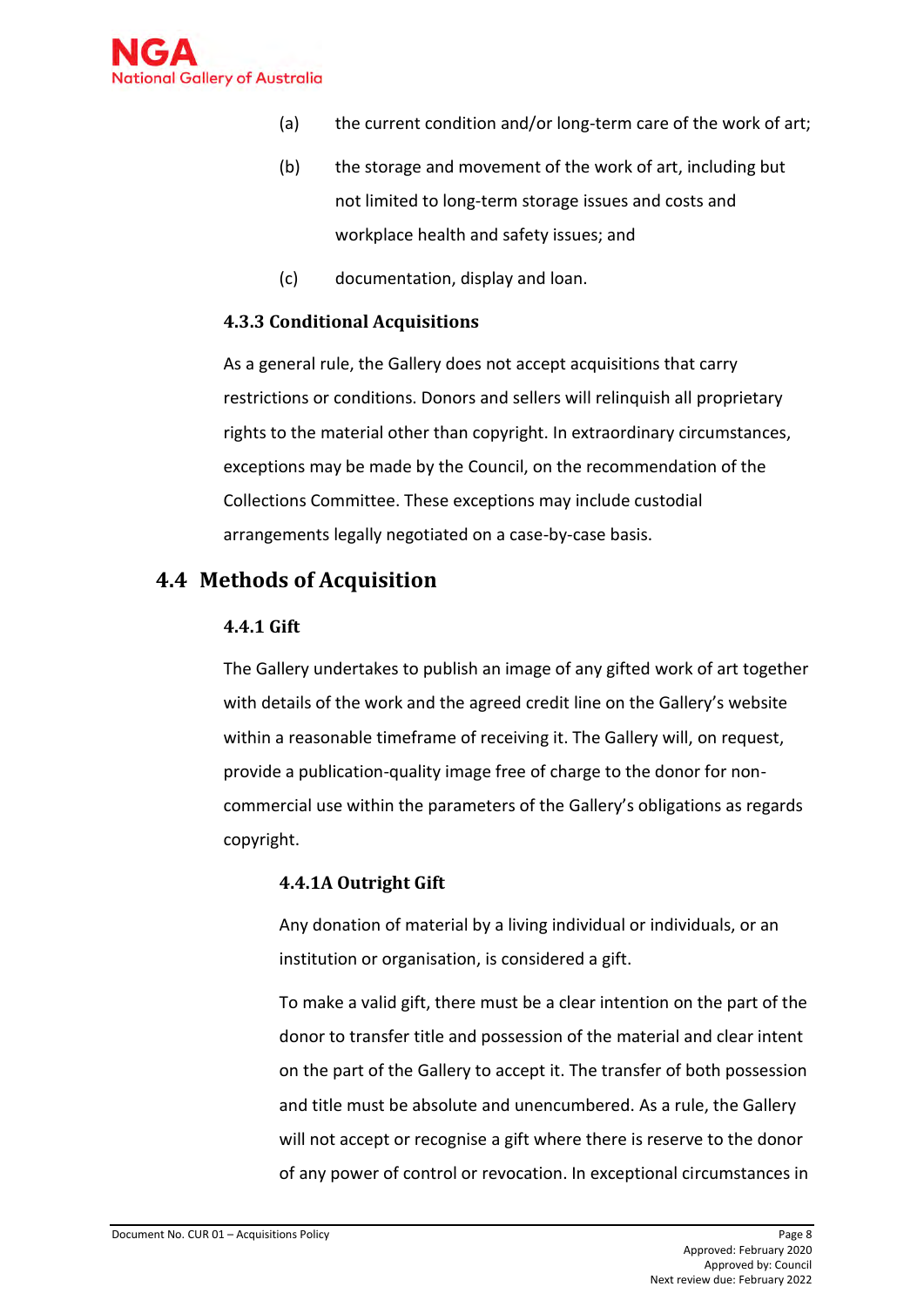(a) the current condition and/or long-term care of the work of art;

(b) the storage and movement of the work of art, including but not limited to long-term storage issues and costs and workplace health and safety issues; and

(c) documentation, display and loan.

### 4.3.3 Conditional Acquisitions

As a general rule, the Gallery does not accept acquisitions that carry restrictions or conditions. Donors and sellers will relinquish all proprietary rights to the material other than copyright. In extraordinary circumstances, exceptions may be made by the Council, on the recommendation of the Collections Committee. These exceptions may include custodial arrangements legally negotiated on a case-by-case basis.

## 4.4 Methods of Acquisition

### 4.4.1 Gift

The Gallery undertakes to publish an image of any gifted work of art together with details of the work and the agreed credit line on the Gallery's website within a reasonable timeframe of receiving it. The Gallery will, on request, provide a publication-quality image free of charge to the donor for non-commercial use within the parameters of the Gallery's obligations as regards copyright.

#### 4.4.1A Outright Gift

Any donation of material by a living individual or individuals, or an institution or organisation, is considered a gift.

To make a valid gift, there must be a clear intention on the part of the donor to transfer title and possession of the material and clear intent on the part of the Gallery to accept it. The transfer of both possession and title must be absolute and unencumbered. As a rule, the Gallery will not accept or recognise a gift where there is reserve to the donor of any power of control or revocation. In exceptional circumstances in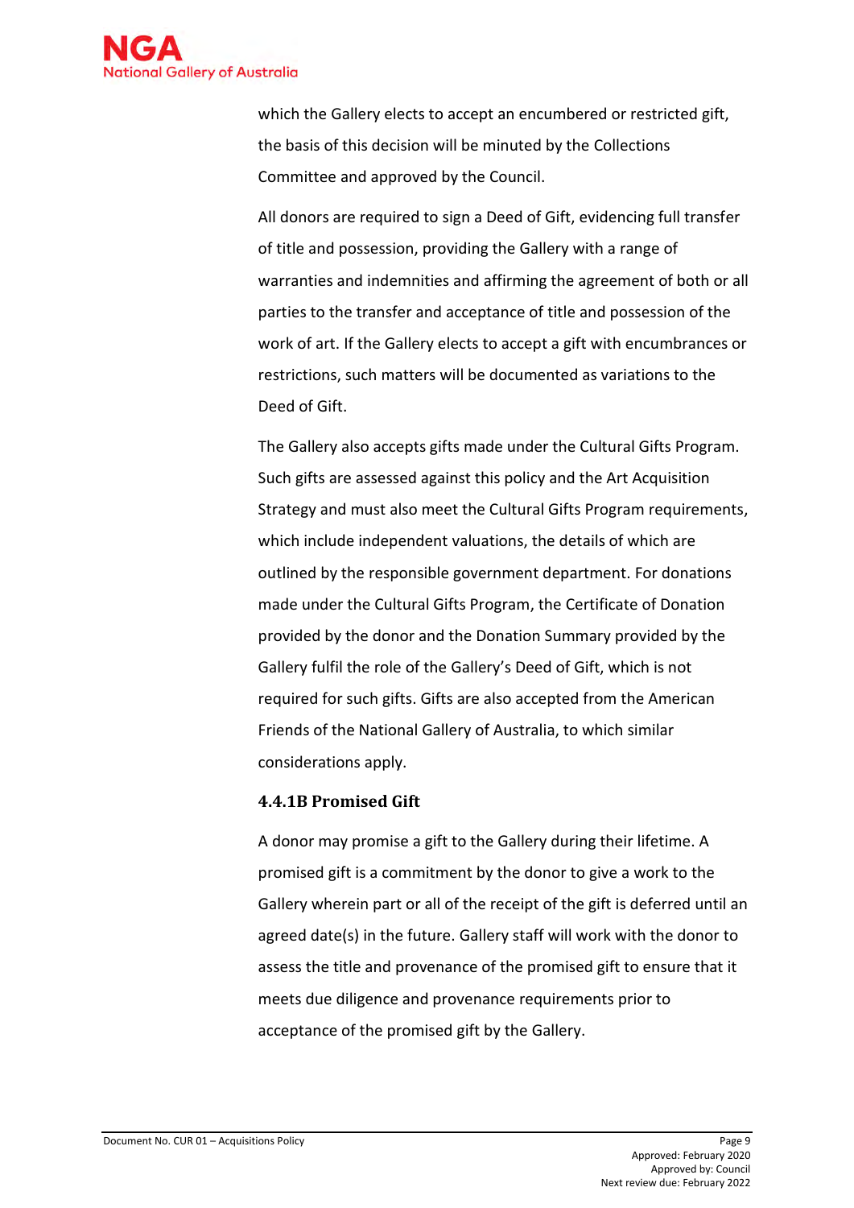which the Gallery elects to accept an encumbered or restricted gift, the basis of this decision will be minuted by the Collections Committee and approved by the Council.

All donors are required to sign a Deed of Gift, evidencing full transfer of title and possession, providing the Gallery with a range of warranties and indemnities and affirming the agreement of both or all parties to the transfer and acceptance of title and possession of the work of art. If the Gallery elects to accept a gift with encumbrances or restrictions, such matters will be documented as variations to the Deed of Gift.

The Gallery also accepts gifts made under the Cultural Gifts Program. Such gifts are assessed against this policy and the Art Acquisition Strategy and must also meet the Cultural Gifts Program requirements, which include independent valuations, the details of which are outlined by the responsible government department. For donations made under the Cultural Gifts Program, the Certificate of Donation provided by the donor and the Donation Summary provided by the Gallery fulfil the role of the Gallery's Deed of Gift, which is not required for such gifts. Gifts are also accepted from the American Friends of the National Gallery of Australia, to which similar considerations apply.

### 4.4.1B Promised Gift

A donor may promise a gift to the Gallery during their lifetime. A promised gift is a commitment by the donor to give a work to the Gallery wherein part or all of the receipt of the gift is deferred until an agreed date(s) in the future. Gallery staff will work with the donor to assess the title and provenance of the promised gift to ensure that it meets due diligence and provenance requirements prior to acceptance of the promised gift by the Gallery.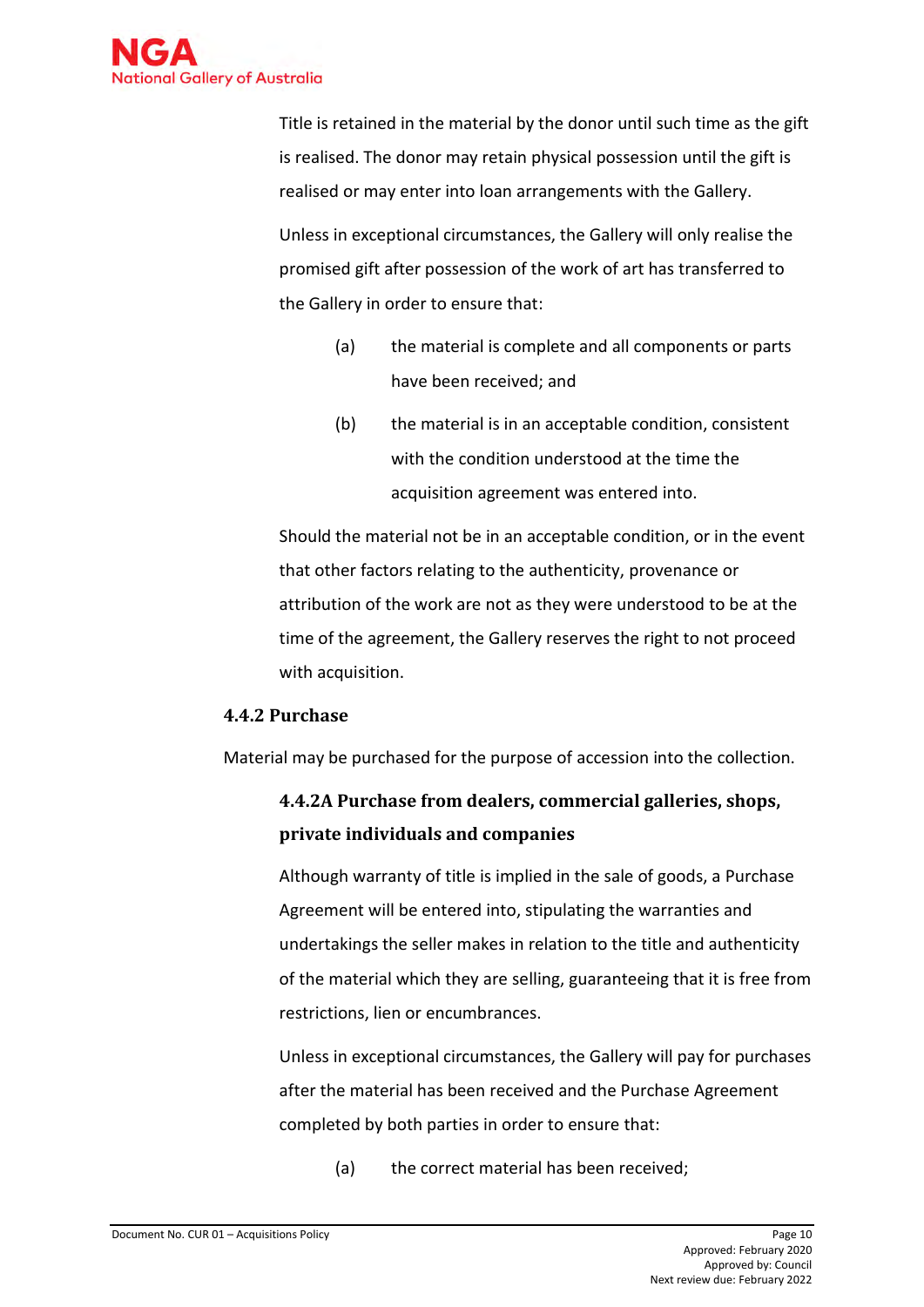Title is retained in the material by the donor until such time as the gift is realised. The donor may retain physical possession until the gift is realised or may enter into loan arrangements with the Gallery.

Unless in exceptional circumstances, the Gallery will only realise the promised gift after possession of the work of art has transferred to the Gallery in order to ensure that:

(a) the material is complete and all components or parts have been received; and

(b) the material is in an acceptable condition, consistent with the condition understood at the time the acquisition agreement was entered into.

Should the material not be in an acceptable condition, or in the event that other factors relating to the authenticity, provenance or attribution of the work are not as they were understood to be at the time of the agreement, the Gallery reserves the right to not proceed with acquisition.

### 4.4.2 Purchase

Material may be purchased for the purpose of accession into the collection.

#### 4.4.2A Purchase from dealers, commercial galleries, shops, private individuals and companies

Although warranty of title is implied in the sale of goods, a Purchase Agreement will be entered into, stipulating the warranties and undertakings the seller makes in relation to the title and authenticity of the material which they are selling, guaranteeing that it is free from restrictions, lien or encumbrances.

Unless in exceptional circumstances, the Gallery will pay for purchases after the material has been received and the Purchase Agreement completed by both parties in order to ensure that:

(a) the correct material has been received;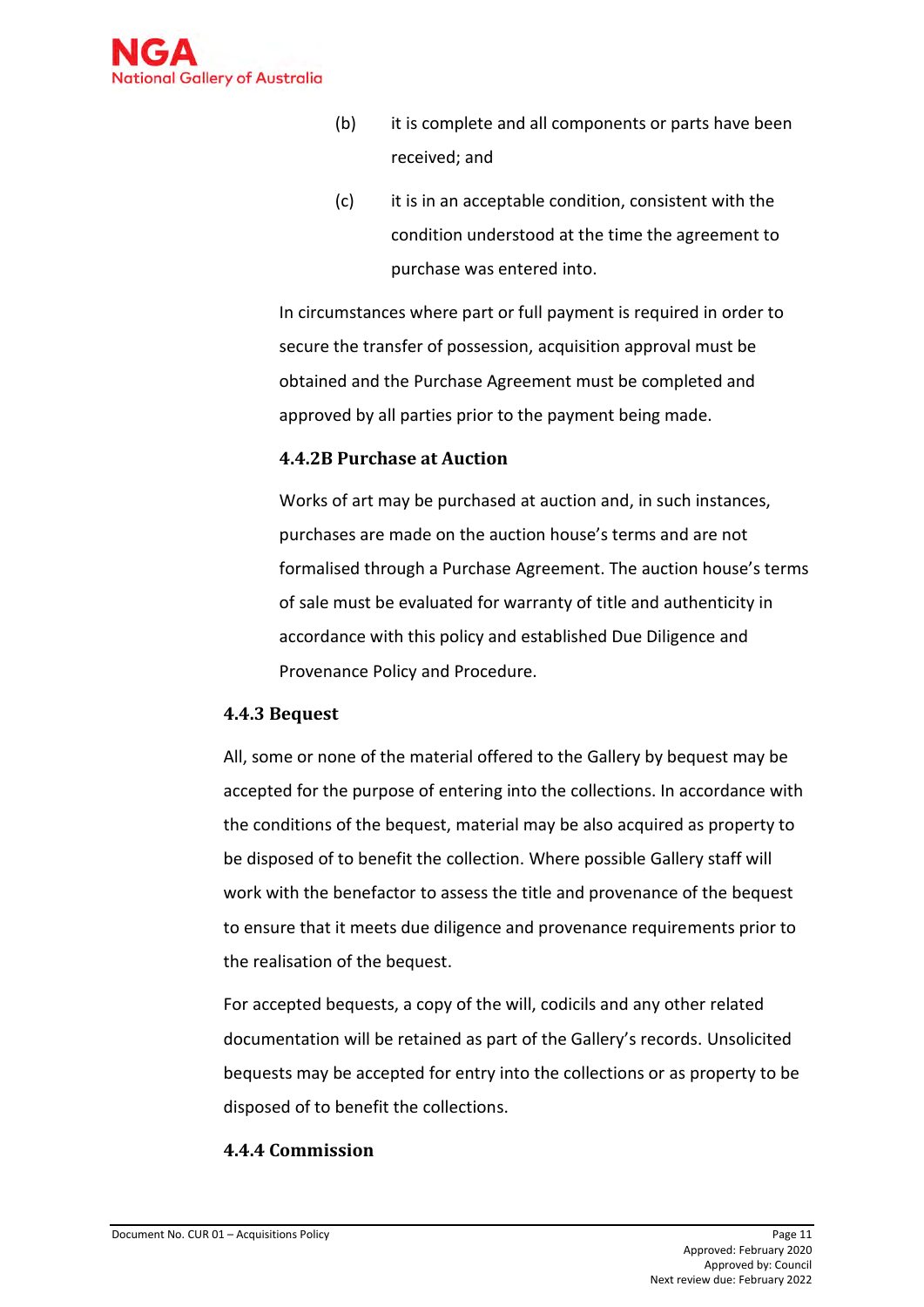(b) it is complete and all components or parts have been received; and

(c) it is in an acceptable condition, consistent with the condition understood at the time the agreement to purchase was entered into.

In circumstances where part or full payment is required in order to secure the transfer of possession, acquisition approval must be obtained and the Purchase Agreement must be completed and approved by all parties prior to the payment being made.

#### 4.4.2B Purchase at Auction

Works of art may be purchased at auction and, in such instances, purchases are made on the auction house's terms and are not formalised through a Purchase Agreement. The auction house's terms of sale must be evaluated for warranty of title and authenticity in accordance with this policy and established Due Diligence and Provenance Policy and Procedure.

### 4.4.3 Bequest

All, some or none of the material offered to the Gallery by bequest may be accepted for the purpose of entering into the collections. In accordance with the conditions of the bequest, material may be also acquired as property to be disposed of to benefit the collection. Where possible Gallery staff will work with the benefactor to assess the title and provenance of the bequest to ensure that it meets due diligence and provenance requirements prior to the realisation of the bequest.

For accepted bequests, a copy of the will, codicils and any other related documentation will be retained as part of the Gallery's records. Unsolicited bequests may be accepted for entry into the collections or as property to be disposed of to benefit the collections.

### 4.4.4 Commission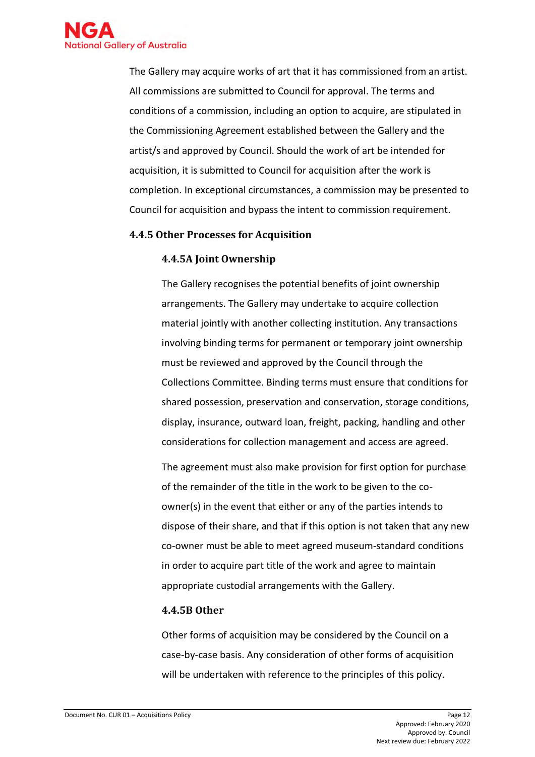The Gallery may acquire works of art that it has commissioned from an artist. All commissions are submitted to Council for approval. The terms and conditions of a commission, including an option to acquire, are stipulated in the Commissioning Agreement established between the Gallery and the artist/s and approved by Council. Should the work of art be intended for acquisition, it is submitted to Council for acquisition after the work is completion. In exceptional circumstances, a commission may be presented to Council for acquisition and bypass the intent to commission requirement.

### 4.4.5 Other Processes for Acquisition

#### 4.4.5A Joint Ownership

The Gallery recognises the potential benefits of joint ownership arrangements. The Gallery may undertake to acquire collection material jointly with another collecting institution. Any transactions involving binding terms for permanent or temporary joint ownership must be reviewed and approved by the Council through the Collections Committee. Binding terms must ensure that conditions for shared possession, preservation and conservation, storage conditions, display, insurance, outward loan, freight, packing, handling and other considerations for collection management and access are agreed.

The agreement must also make provision for first option for purchase of the remainder of the title in the work to be given to the co-owner(s) in the event that either or any of the parties intends to dispose of their share, and that if this option is not taken that any new co-owner must be able to meet agreed museum-standard conditions in order to acquire part title of the work and agree to maintain appropriate custodial arrangements with the Gallery.

#### 4.4.5B Other

Other forms of acquisition may be considered by the Council on a case-by-case basis. Any consideration of other forms of acquisition will be undertaken with reference to the principles of this policy.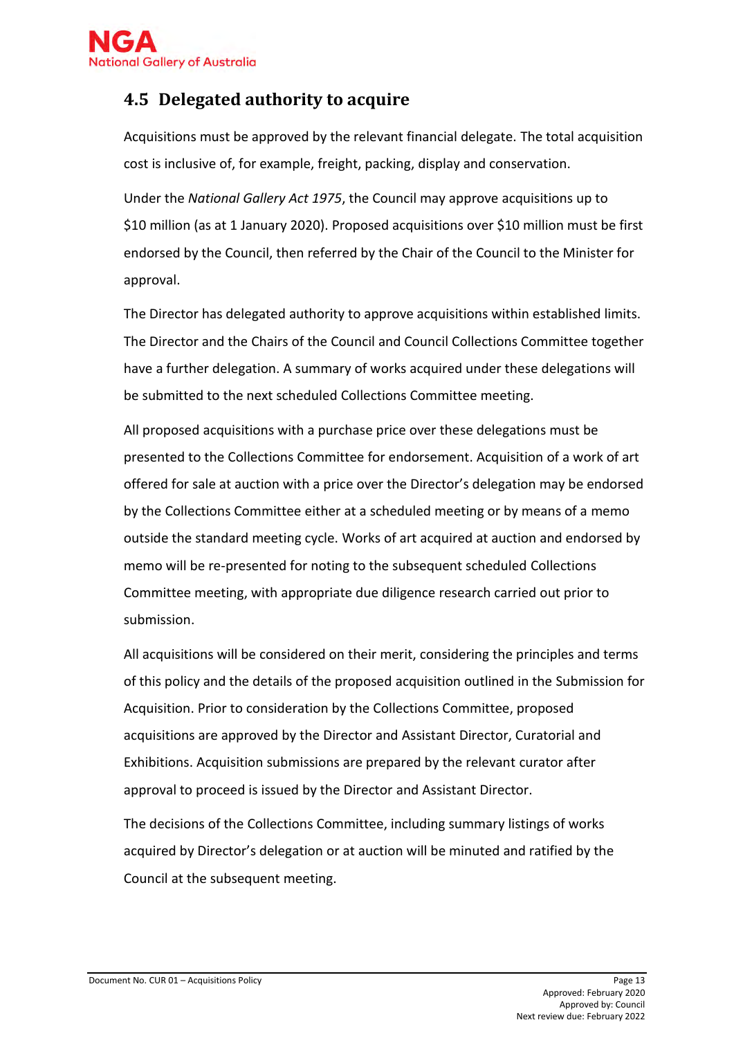## 4.5 Delegated authority to acquire

Acquisitions must be approved by the relevant financial delegate. The total acquisition cost is inclusive of, for example, freight, packing, display and conservation.

Under the *National Gallery Act 1975*, the Council may approve acquisitions up to $10 million (as at 1 January 2020). Proposed acquisitions over $10 million must be first endorsed by the Council, then referred by the Chair of the Council to the Minister for approval.

The Director has delegated authority to approve acquisitions within established limits. The Director and the Chairs of the Council and Council Collections Committee together have a further delegation. A summary of works acquired under these delegations will be submitted to the next scheduled Collections Committee meeting.

All proposed acquisitions with a purchase price over these delegations must be presented to the Collections Committee for endorsement. Acquisition of a work of art offered for sale at auction with a price over the Director's delegation may be endorsed by the Collections Committee either at a scheduled meeting or by means of a memo outside the standard meeting cycle. Works of art acquired at auction and endorsed by memo will be re-presented for noting to the subsequent scheduled Collections Committee meeting, with appropriate due diligence research carried out prior to submission.

All acquisitions will be considered on their merit, considering the principles and terms of this policy and the details of the proposed acquisition outlined in the Submission for Acquisition. Prior to consideration by the Collections Committee, proposed acquisitions are approved by the Director and Assistant Director, Curatorial and Exhibitions. Acquisition submissions are prepared by the relevant curator after approval to proceed is issued by the Director and Assistant Director.

The decisions of the Collections Committee, including summary listings of works acquired by Director's delegation or at auction will be minuted and ratified by the Council at the subsequent meeting.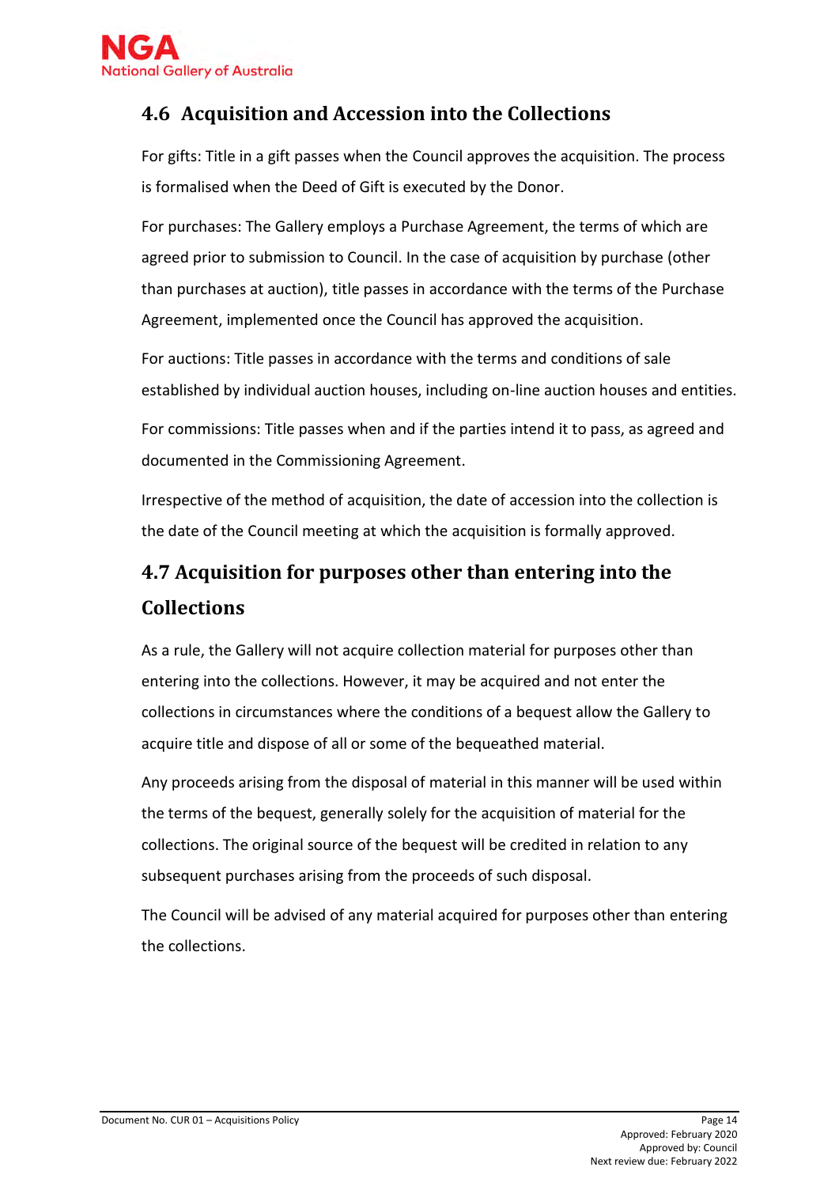## 4.6 Acquisition and Accession into the Collections

For gifts: Title in a gift passes when the Council approves the acquisition. The process is formalised when the Deed of Gift is executed by the Donor.

For purchases: The Gallery employs a Purchase Agreement, the terms of which are agreed prior to submission to Council. In the case of acquisition by purchase (other than purchases at auction), title passes in accordance with the terms of the Purchase Agreement, implemented once the Council has approved the acquisition.

For auctions: Title passes in accordance with the terms and conditions of sale established by individual auction houses, including on-line auction houses and entities.

For commissions: Title passes when and if the parties intend it to pass, as agreed and documented in the Commissioning Agreement.

Irrespective of the method of acquisition, the date of accession into the collection is the date of the Council meeting at which the acquisition is formally approved.

## 4.7 Acquisition for purposes other than entering into the Collections

As a rule, the Gallery will not acquire collection material for purposes other than entering into the collections. However, it may be acquired and not enter the collections in circumstances where the conditions of a bequest allow the Gallery to acquire title and dispose of all or some of the bequeathed material.

Any proceeds arising from the disposal of material in this manner will be used within the terms of the bequest, generally solely for the acquisition of material for the collections. The original source of the bequest will be credited in relation to any subsequent purchases arising from the proceeds of such disposal.

The Council will be advised of any material acquired for purposes other than entering the collections.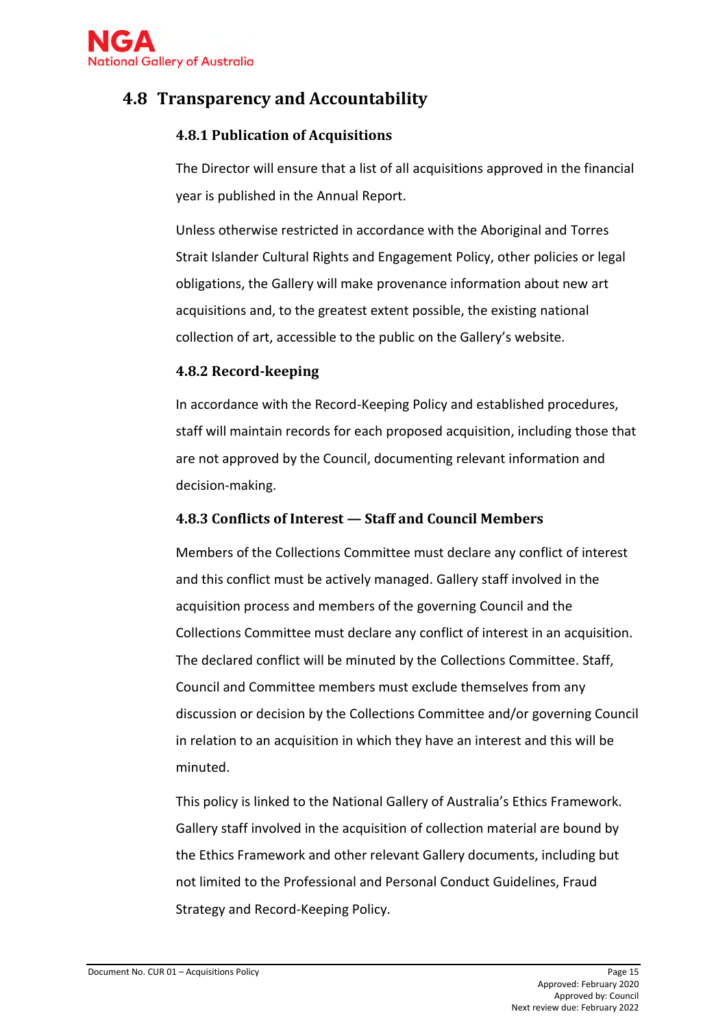## 4.8 Transparency and Accountability

### 4.8.1 Publication of Acquisitions

The Director will ensure that a list of all acquisitions approved in the financial year is published in the Annual Report.

Unless otherwise restricted in accordance with the Aboriginal and Torres Strait Islander Cultural Rights and Engagement Policy, other policies or legal obligations, the Gallery will make provenance information about new art acquisitions and, to the greatest extent possible, the existing national collection of art, accessible to the public on the Gallery's website.

### 4.8.2 Record-keeping

In accordance with the Record-Keeping Policy and established procedures, staff will maintain records for each proposed acquisition, including those that are not approved by the Council, documenting relevant information and decision-making.

### 4.8.3 Conflicts of Interest — Staff and Council Members

Members of the Collections Committee must declare any conflict of interest and this conflict must be actively managed. Gallery staff involved in the acquisition process and members of the governing Council and the Collections Committee must declare any conflict of interest in an acquisition. The declared conflict will be minuted by the Collections Committee. Staff, Council and Committee members must exclude themselves from any discussion or decision by the Collections Committee and/or governing Council in relation to an acquisition in which they have an interest and this will be minuted.

This policy is linked to the National Gallery of Australia's Ethics Framework. Gallery staff involved in the acquisition of collection material are bound by the Ethics Framework and other relevant Gallery documents, including but not limited to the Professional and Personal Conduct Guidelines, Fraud Strategy and Record-Keeping Policy.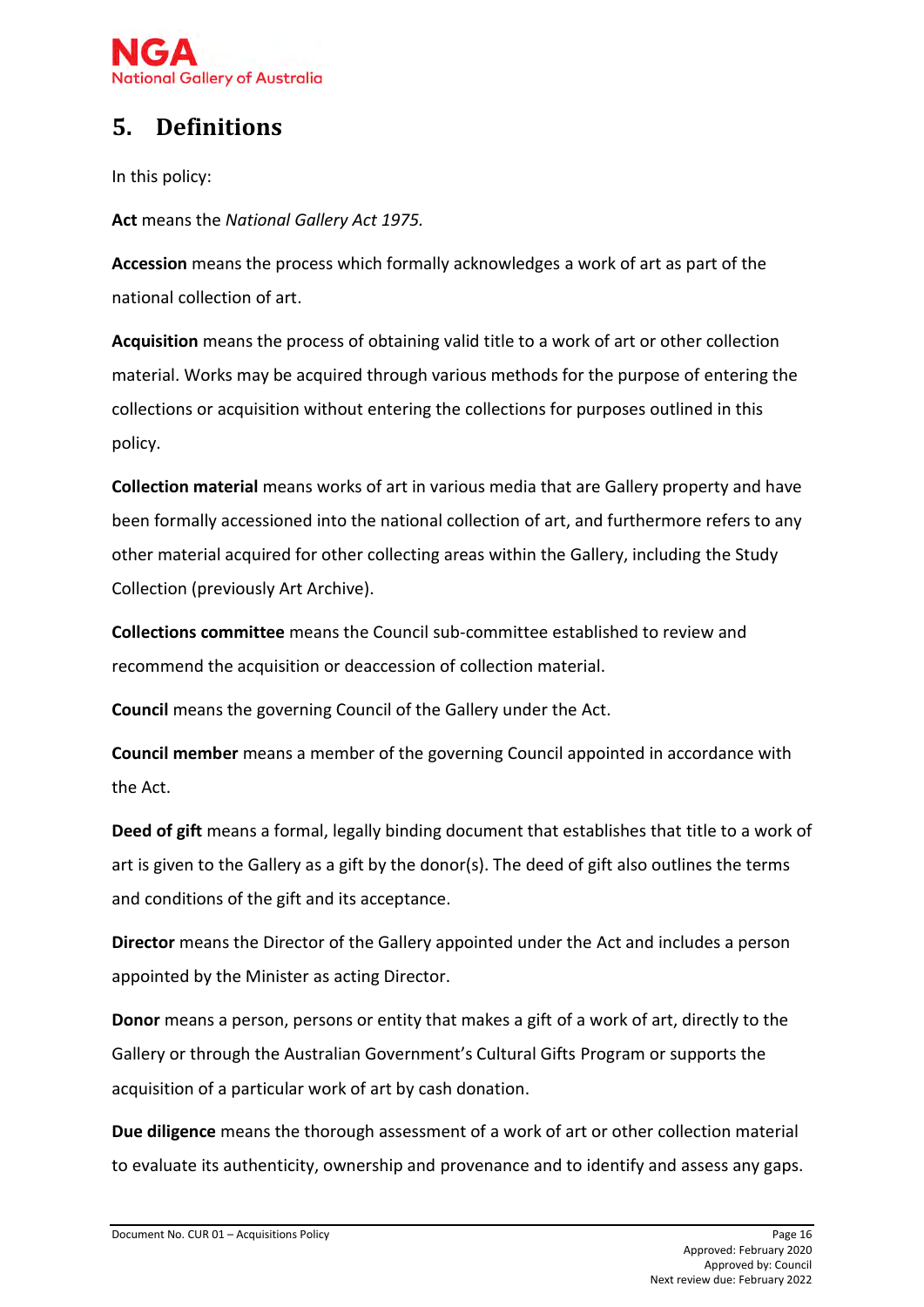## 5. Definitions

In this policy:

**Act** means the *National Gallery Act 1975.*

**Accession** means the process which formally acknowledges a work of art as part of the national collection of art.

**Acquisition** means the process of obtaining valid title to a work of art or other collection material. Works may be acquired through various methods for the purpose of entering the collections or acquisition without entering the collections for purposes outlined in this policy.

**Collection material** means works of art in various media that are Gallery property and have been formally accessioned into the national collection of art, and furthermore refers to any other material acquired for other collecting areas within the Gallery, including the Study Collection (previously Art Archive).

**Collections committee** means the Council sub-committee established to review and recommend the acquisition or deaccession of collection material.

**Council** means the governing Council of the Gallery under the Act.

**Council member** means a member of the governing Council appointed in accordance with the Act.

**Deed of gift** means a formal, legally binding document that establishes that title to a work of art is given to the Gallery as a gift by the donor(s). The deed of gift also outlines the terms and conditions of the gift and its acceptance.

**Director** means the Director of the Gallery appointed under the Act and includes a person appointed by the Minister as acting Director.

**Donor** means a person, persons or entity that makes a gift of a work of art, directly to the Gallery or through the Australian Government's Cultural Gifts Program or supports the acquisition of a particular work of art by cash donation.

**Due diligence** means the thorough assessment of a work of art or other collection material to evaluate its authenticity, ownership and provenance and to identify and assess any gaps.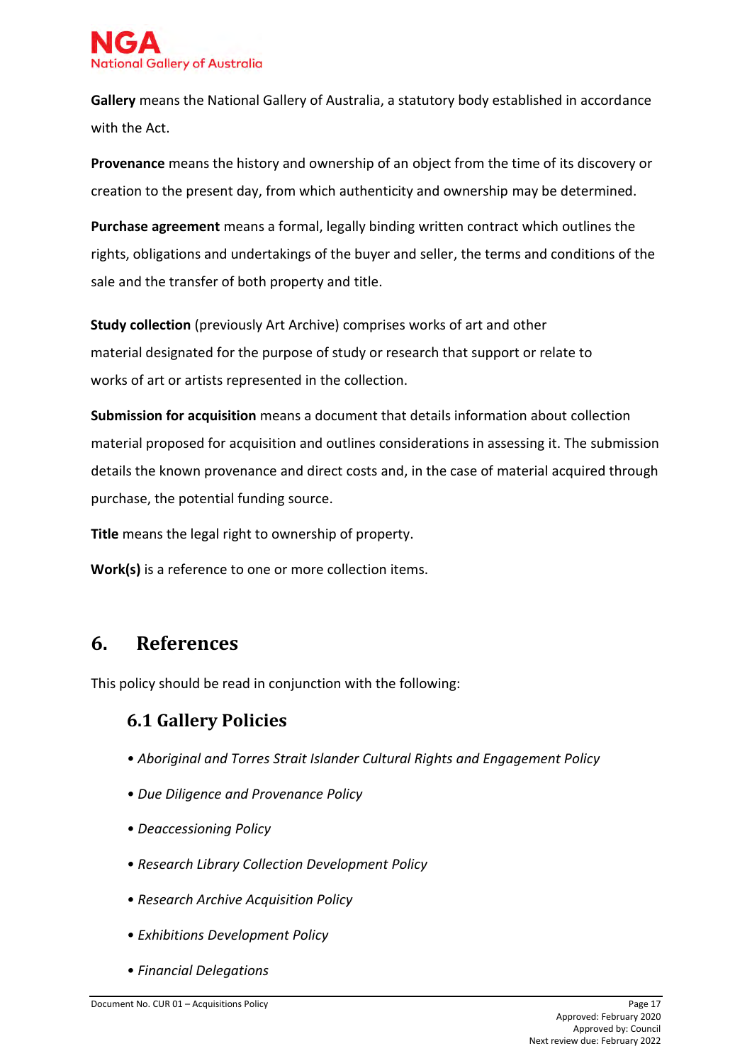**Gallery** means the National Gallery of Australia, a statutory body established in accordance with the Act.

**Provenance** means the history and ownership of an object from the time of its discovery or creation to the present day, from which authenticity and ownership may be determined.

**Purchase agreement** means a formal, legally binding written contract which outlines the rights, obligations and undertakings of the buyer and seller, the terms and conditions of the sale and the transfer of both property and title.

**Study collection** (previously Art Archive) comprises works of art and other material designated for the purpose of study or research that support or relate to works of art or artists represented in the collection.

**Submission for acquisition** means a document that details information about collection material proposed for acquisition and outlines considerations in assessing it. The submission details the known provenance and direct costs and, in the case of material acquired through purchase, the potential funding source.

**Title** means the legal right to ownership of property.

**Work(s)** is a reference to one or more collection items.

## 6. References

This policy should be read in conjunction with the following:

### 6.1 Gallery Policies

- *Aboriginal and Torres Strait Islander Cultural Rights and Engagement Policy*
- *Due Diligence and Provenance Policy*
- *Deaccessioning Policy*
- *Research Library Collection Development Policy*
- *Research Archive Acquisition Policy*
- *Exhibitions Development Policy*
- *Financial Delegations*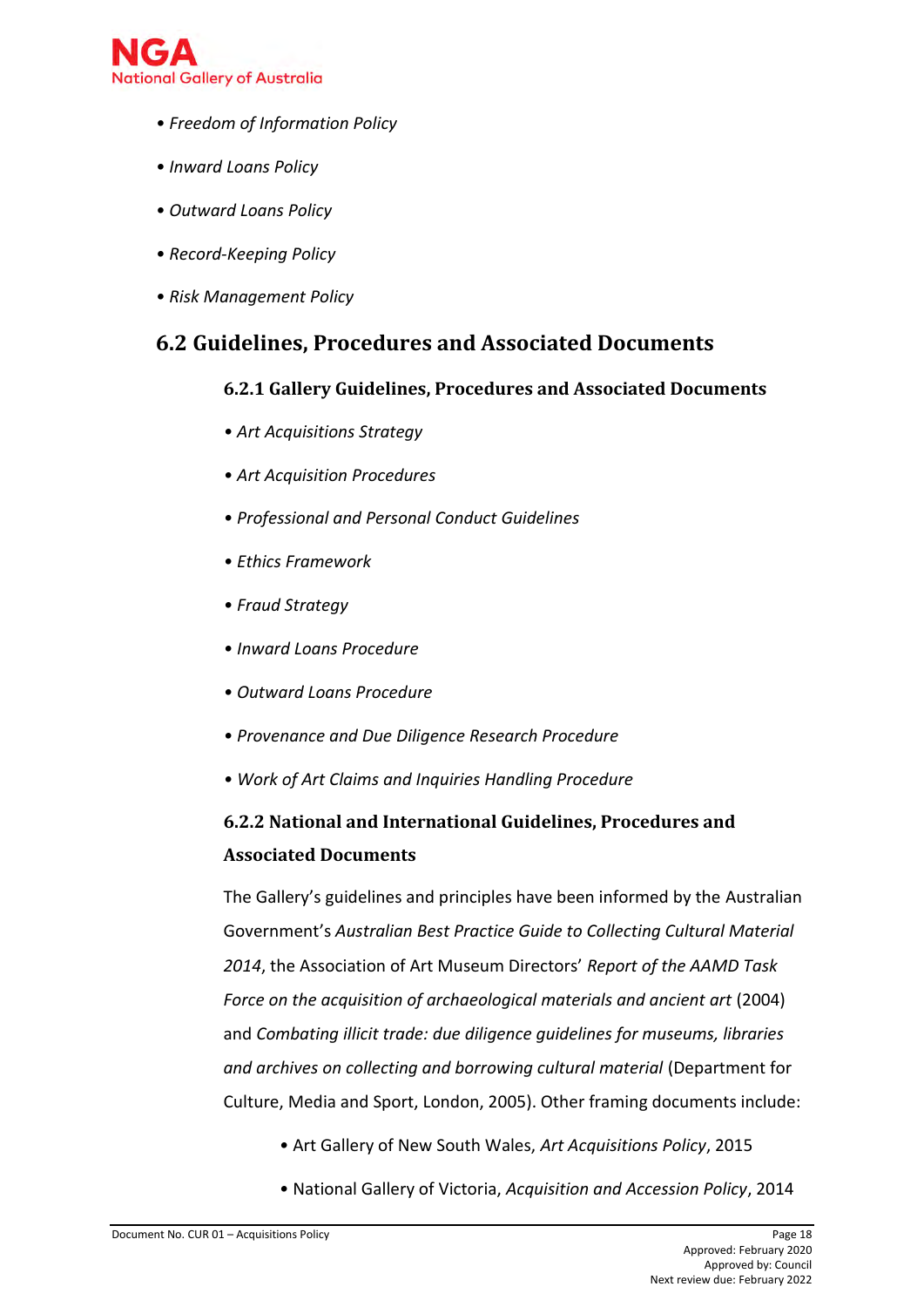- *Freedom of Information Policy*
- *Inward Loans Policy*
- *Outward Loans Policy*
- *Record-Keeping Policy*
- *Risk Management Policy*

## 6.2 Guidelines, Procedures and Associated Documents

### 6.2.1 Gallery Guidelines, Procedures and Associated Documents

- *Art Acquisitions Strategy*
- *Art Acquisition Procedures*
- *Professional and Personal Conduct Guidelines*
- *Ethics Framework*
- *Fraud Strategy*
- *Inward Loans Procedure*
- *Outward Loans Procedure*
- *Provenance and Due Diligence Research Procedure*
- *Work of Art Claims and Inquiries Handling Procedure*

### 6.2.2 National and International Guidelines, Procedures and Associated Documents

The Gallery's guidelines and principles have been informed by the Australian Government's *Australian Best Practice Guide to Collecting Cultural Material 2014*, the Association of Art Museum Directors' *Report of the AAMD Task Force on the acquisition of archaeological materials and ancient art* (2004) and *Combating illicit trade: due diligence guidelines for museums, libraries and archives on collecting and borrowing cultural material* (Department for Culture, Media and Sport, London, 2005). Other framing documents include:

- Art Gallery of New South Wales, *Art Acquisitions Policy*, 2015
- National Gallery of Victoria, *Acquisition and Accession Policy*, 2014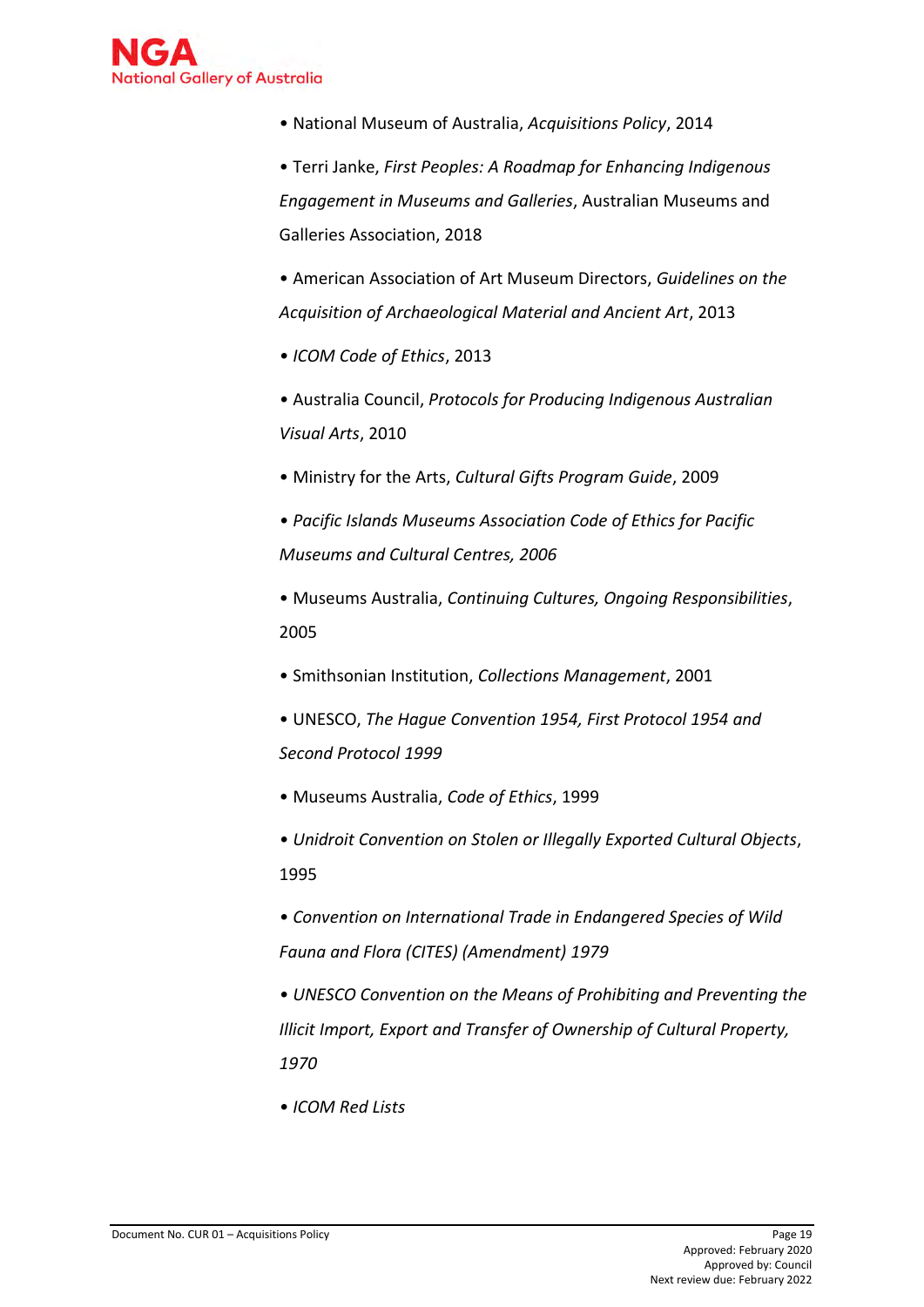- National Museum of Australia, *Acquisitions Policy*, 2014
- Terri Janke, *First Peoples: A Roadmap for Enhancing Indigenous Engagement in Museums and Galleries*, Australian Museums and Galleries Association, 2018
- American Association of Art Museum Directors, *Guidelines on the Acquisition of Archaeological Material and Ancient Art*, 2013
- *ICOM Code of Ethics*, 2013
- Australia Council, *Protocols for Producing Indigenous Australian Visual Arts*, 2010
- Ministry for the Arts, *Cultural Gifts Program Guide*, 2009
- *Pacific Islands Museums Association Code of Ethics for Pacific Museums and Cultural Centres, 2006*
- Museums Australia, *Continuing Cultures, Ongoing Responsibilities*, 2005
- Smithsonian Institution, *Collections Management*, 2001
- UNESCO, *The Hague Convention 1954, First Protocol 1954 and Second Protocol 1999*
- Museums Australia, *Code of Ethics*, 1999
- *Unidroit Convention on Stolen or Illegally Exported Cultural Objects*, 1995
- *Convention on International Trade in Endangered Species of Wild Fauna and Flora (CITES) (Amendment) 1979*
- *UNESCO Convention on the Means of Prohibiting and Preventing the Illicit Import, Export and Transfer of Ownership of Cultural Property, 1970*
- *ICOM Red Lists*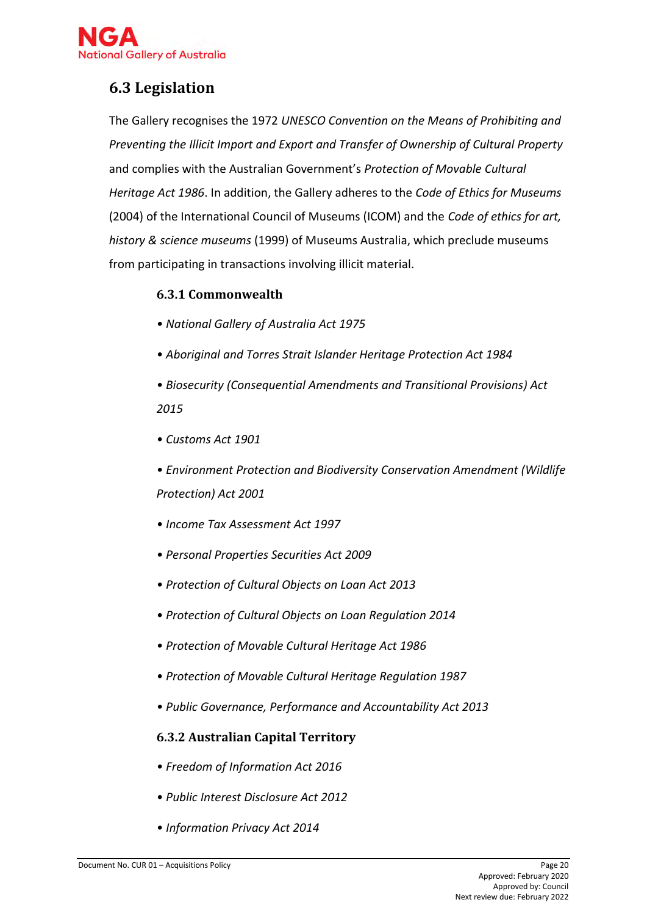## 6.3 Legislation

The Gallery recognises the 1972 *UNESCO Convention on the Means of Prohibiting and Preventing the Illicit Import and Export and Transfer of Ownership of Cultural Property* and complies with the Australian Government's *Protection of Movable Cultural Heritage Act 1986*. In addition, the Gallery adheres to the *Code of Ethics for Museums* (2004) of the International Council of Museums (ICOM) and the *Code of ethics for art, history & science museums* (1999) of Museums Australia, which preclude museums from participating in transactions involving illicit material.

### 6.3.1 Commonwealth

- *National Gallery of Australia Act 1975*
- *Aboriginal and Torres Strait Islander Heritage Protection Act 1984*
- *Biosecurity (Consequential Amendments and Transitional Provisions) Act 2015*
- *Customs Act 1901*
- *Environment Protection and Biodiversity Conservation Amendment (Wildlife Protection) Act 2001*
- *Income Tax Assessment Act 1997*
- *Personal Properties Securities Act 2009*
- *Protection of Cultural Objects on Loan Act 2013*
- *Protection of Cultural Objects on Loan Regulation 2014*
- *Protection of Movable Cultural Heritage Act 1986*
- *Protection of Movable Cultural Heritage Regulation 1987*
- *Public Governance, Performance and Accountability Act 2013*

### 6.3.2 Australian Capital Territory

- *Freedom of Information Act 2016*
- *Public Interest Disclosure Act 2012*
- *Information Privacy Act 2014*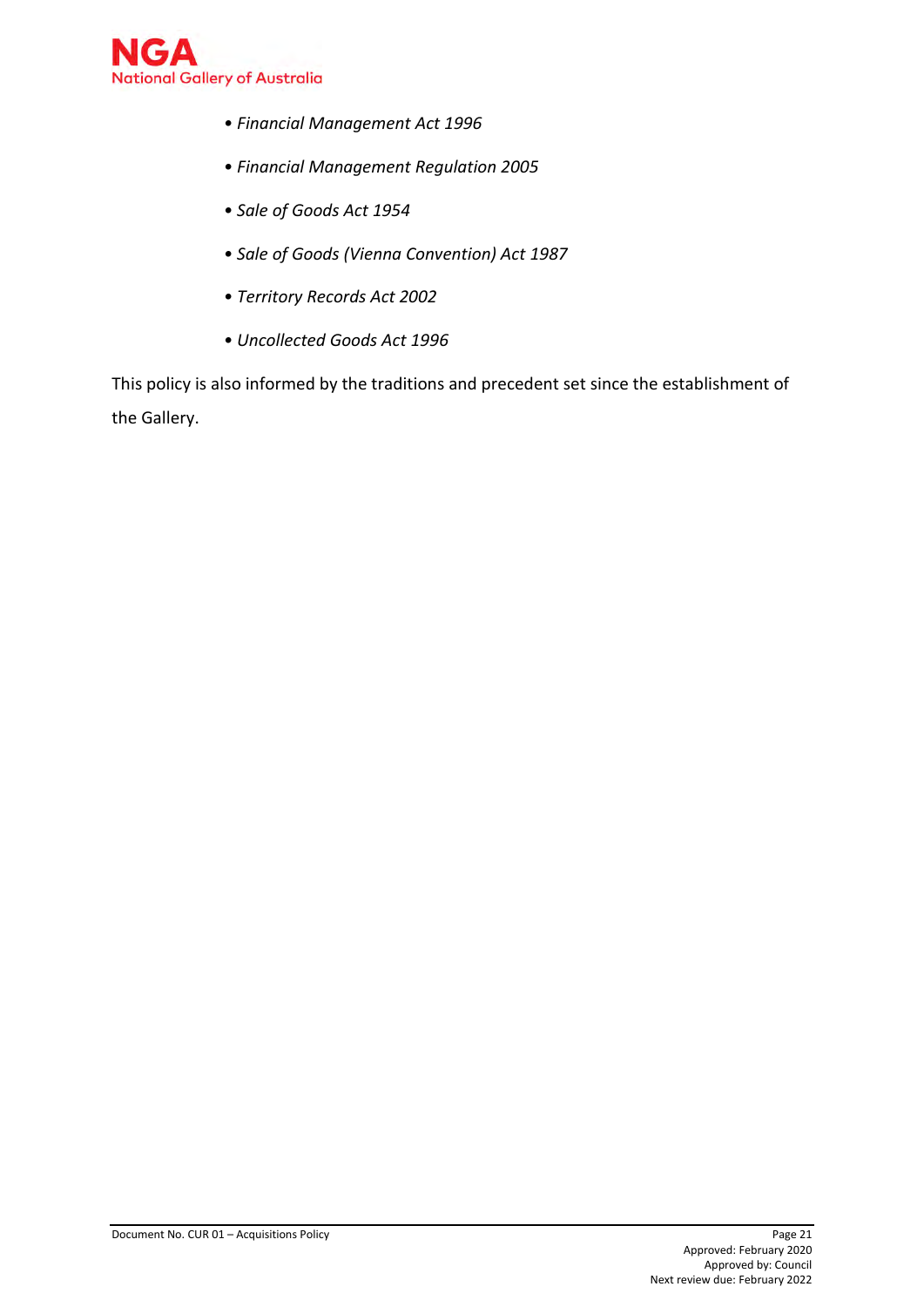- *Financial Management Act 1996*
- *Financial Management Regulation 2005*
- *Sale of Goods Act 1954*
- *Sale of Goods (Vienna Convention) Act 1987*
- *Territory Records Act 2002*
- *Uncollected Goods Act 1996*

This policy is also informed by the traditions and precedent set since the establishment of the Gallery.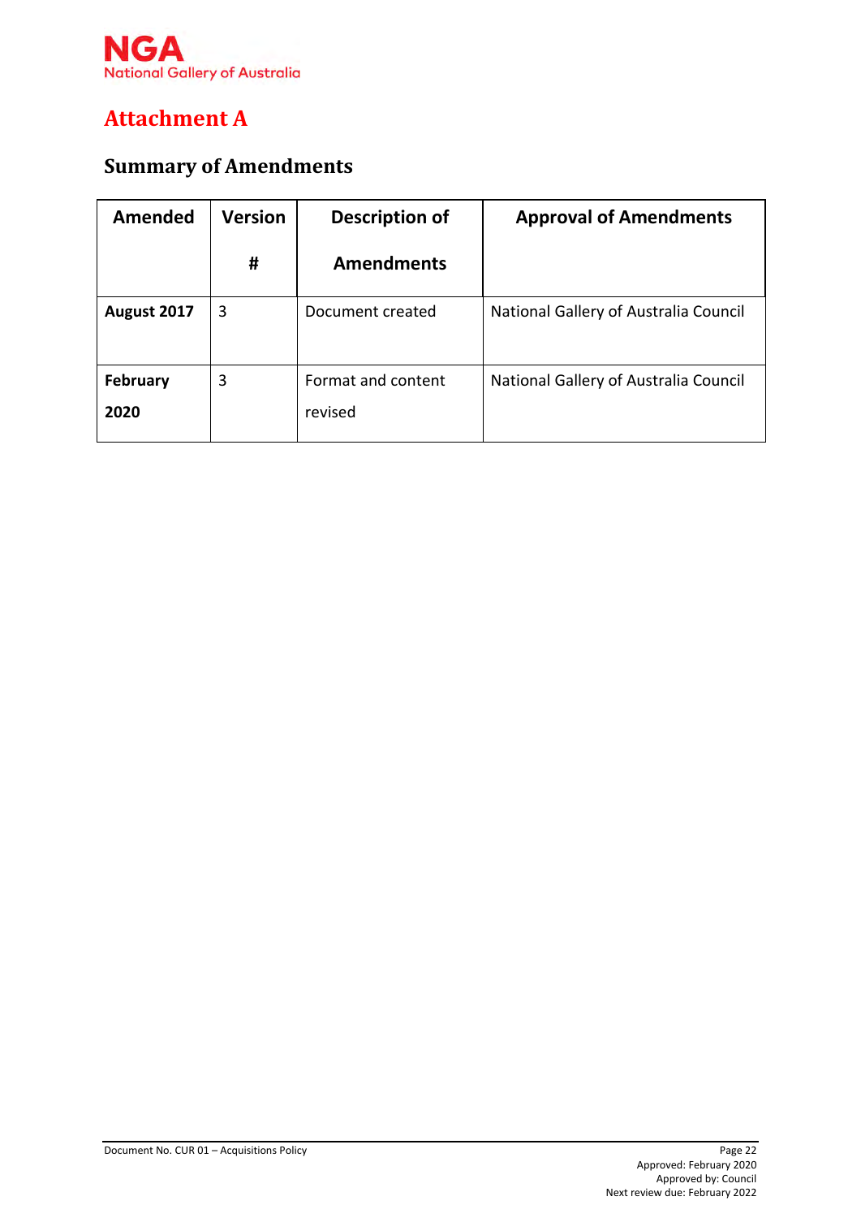# Attachment A

## Summary of Amendments

| Amended | Version # | Description of Amendments | Approval of Amendments |
|---|---|---|---|
| **August 2017** | 3 | Document created | National Gallery of Australia Council |
| **February 2020** | 3 | Format and content revised | National Gallery of Australia Council |